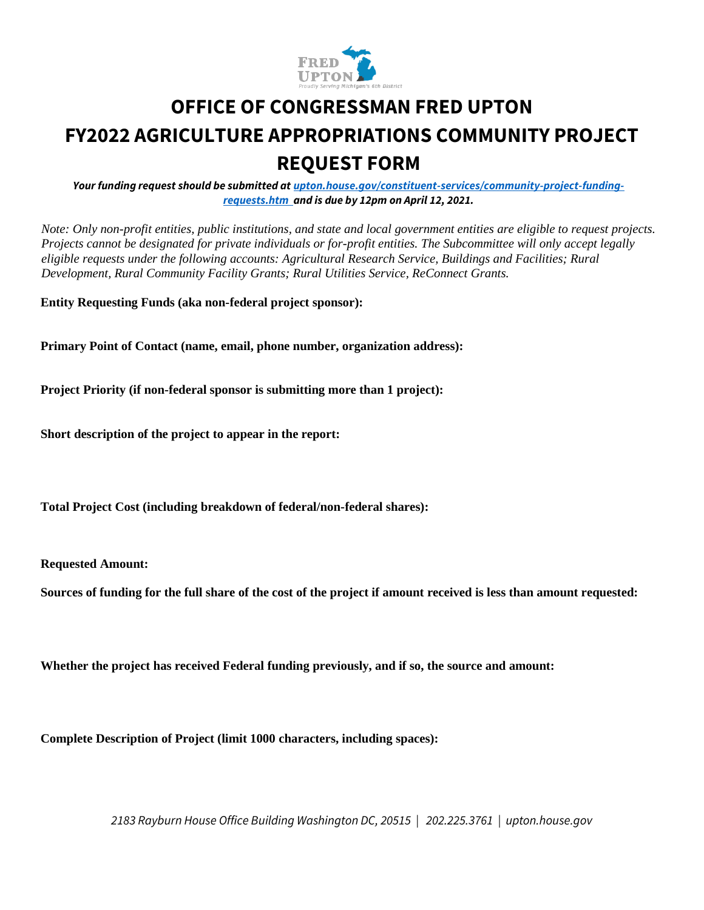# OFFICE OF CONGRESSMAN FRED UPTON

# FY2022 AGRICULTURE APPROPRIATIONS COMMUNITY PROJECT REQUEST FORM

***Your funding request should be submitted at [upton.house.gov/constituent-services/community-project-funding-requests.htm](upton.house.gov/constituent-services/community-project-funding-requests.htm) and is due by 12pm on April 12, 2021.***

*Note: Only non-profit entities, public institutions, and state and local government entities are eligible to request projects. Projects cannot be designated for private individuals or for-profit entities. The Subcommittee will only accept legally eligible requests under the following accounts: Agricultural Research Service, Buildings and Facilities; Rural Development, Rural Community Facility Grants; Rural Utilities Service, ReConnect Grants.*

**Entity Requesting Funds (aka non-federal project sponsor):**

**Primary Point of Contact (name, email, phone number, organization address):**

**Project Priority (if non-federal sponsor is submitting more than 1 project):**

**Short description of the project to appear in the report:**

**Total Project Cost (including breakdown of federal/non-federal shares):**

**Requested Amount:**

**Sources of funding for the full share of the cost of the project if amount received is less than amount requested:**

**Whether the project has received Federal funding previously, and if so, the source and amount:**

**Complete Description of Project (limit 1000 characters, including spaces):**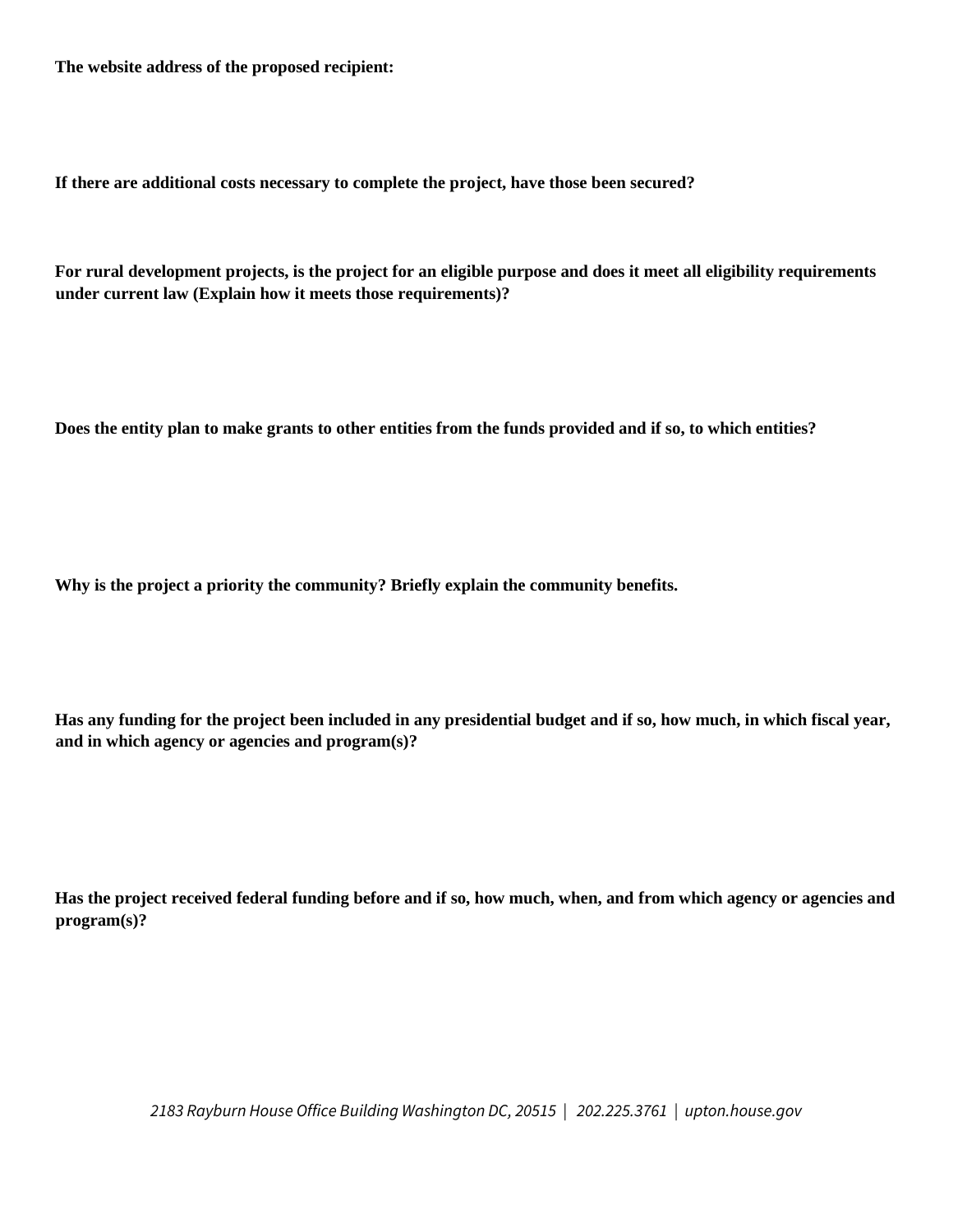**The website address of the proposed recipient:**

**If there are additional costs necessary to complete the project, have those been secured?**

**For rural development projects, is the project for an eligible purpose and does it meet all eligibility requirements under current law (Explain how it meets those requirements)?**

**Does the entity plan to make grants to other entities from the funds provided and if so, to which entities?**

**Why is the project a priority the community? Briefly explain the community benefits.**

**Has any funding for the project been included in any presidential budget and if so, how much, in which fiscal year, and in which agency or agencies and program(s)?**

**Has the project received federal funding before and if so, how much, when, and from which agency or agencies and program(s)?**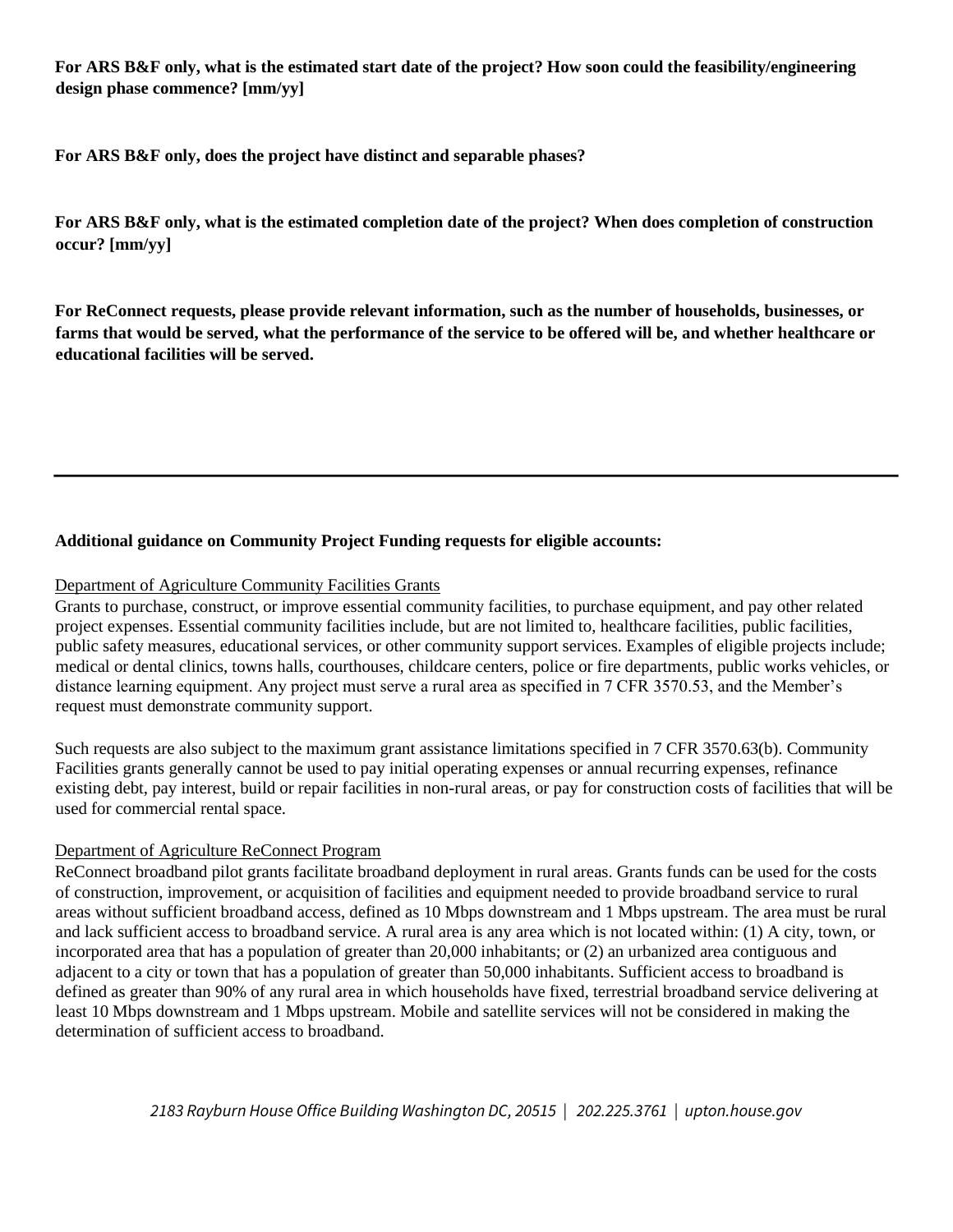**For ARS B&F only, what is the estimated start date of the project? How soon could the feasibility/engineering design phase commence? [mm/yy]**

**For ARS B&F only, does the project have distinct and separable phases?**

**For ARS B&F only, what is the estimated completion date of the project? When does completion of construction occur? [mm/yy]**

**For ReConnect requests, please provide relevant information, such as the number of households, businesses, or farms that would be served, what the performance of the service to be offered will be, and whether healthcare or educational facilities will be served.**

---

**Additional guidance on Community Project Funding requests for eligible accounts:**

Department of Agriculture Community Facilities Grants

Grants to purchase, construct, or improve essential community facilities, to purchase equipment, and pay other related project expenses. Essential community facilities include, but are not limited to, healthcare facilities, public facilities, public safety measures, educational services, or other community support services. Examples of eligible projects include; medical or dental clinics, towns halls, courthouses, childcare centers, police or fire departments, public works vehicles, or distance learning equipment. Any project must serve a rural area as specified in 7 CFR 3570.53, and the Member's request must demonstrate community support.

Such requests are also subject to the maximum grant assistance limitations specified in 7 CFR 3570.63(b). Community Facilities grants generally cannot be used to pay initial operating expenses or annual recurring expenses, refinance existing debt, pay interest, build or repair facilities in non-rural areas, or pay for construction costs of facilities that will be used for commercial rental space.

Department of Agriculture ReConnect Program

ReConnect broadband pilot grants facilitate broadband deployment in rural areas. Grants funds can be used for the costs of construction, improvement, or acquisition of facilities and equipment needed to provide broadband service to rural areas without sufficient broadband access, defined as 10 Mbps downstream and 1 Mbps upstream. The area must be rural and lack sufficient access to broadband service. A rural area is any area which is not located within: (1) A city, town, or incorporated area that has a population of greater than 20,000 inhabitants; or (2) an urbanized area contiguous and adjacent to a city or town that has a population of greater than 50,000 inhabitants. Sufficient access to broadband is defined as greater than 90% of any rural area in which households have fixed, terrestrial broadband service delivering at least 10 Mbps downstream and 1 Mbps upstream. Mobile and satellite services will not be considered in making the determination of sufficient access to broadband.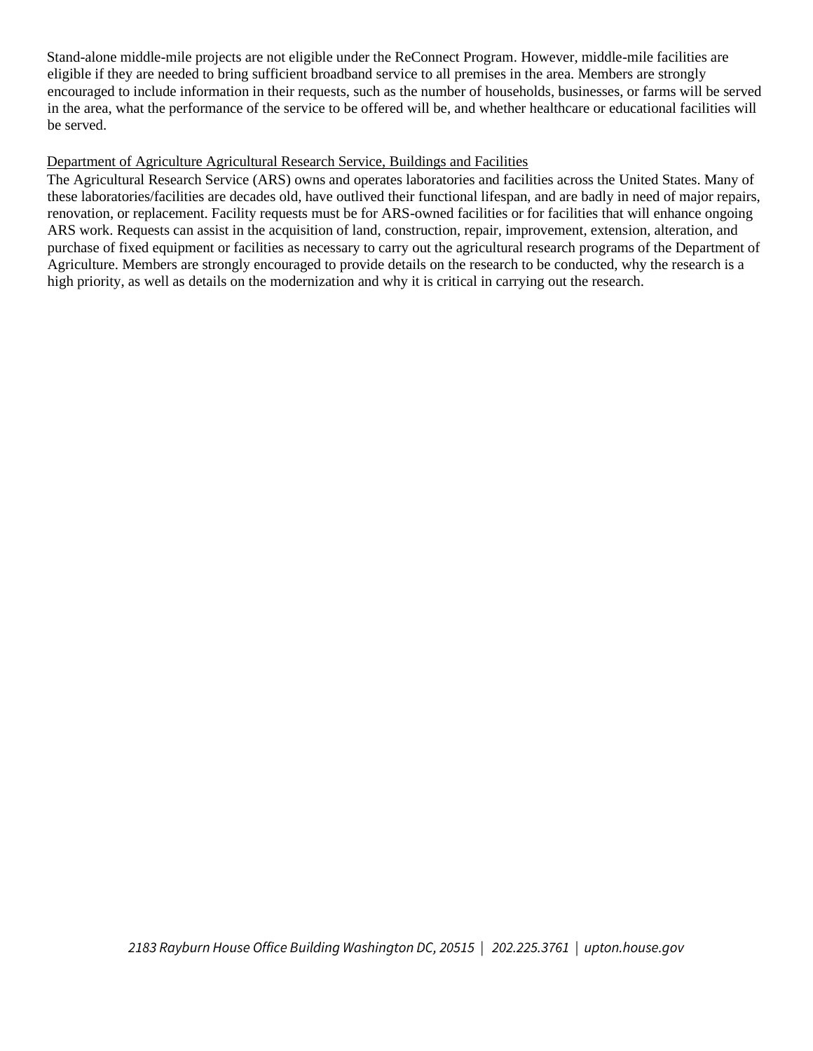Stand-alone middle-mile projects are not eligible under the ReConnect Program. However, middle-mile facilities are eligible if they are needed to bring sufficient broadband service to all premises in the area. Members are strongly encouraged to include information in their requests, such as the number of households, businesses, or farms will be served in the area, what the performance of the service to be offered will be, and whether healthcare or educational facilities will be served.

Department of Agriculture Agricultural Research Service, Buildings and Facilities

The Agricultural Research Service (ARS) owns and operates laboratories and facilities across the United States. Many of these laboratories/facilities are decades old, have outlived their functional lifespan, and are badly in need of major repairs, renovation, or replacement. Facility requests must be for ARS-owned facilities or for facilities that will enhance ongoing ARS work. Requests can assist in the acquisition of land, construction, repair, improvement, extension, alteration, and purchase of fixed equipment or facilities as necessary to carry out the agricultural research programs of the Department of Agriculture. Members are strongly encouraged to provide details on the research to be conducted, why the research is a high priority, as well as details on the modernization and why it is critical in carrying out the research.